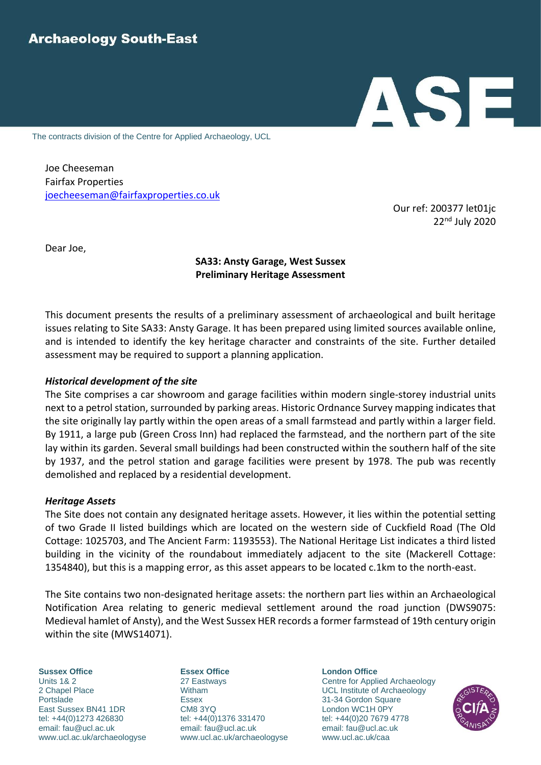**Archaeology South-East**

The contracts division of the Centre for Applied Archaeology, UCL

Joe Cheeseman
Fairfax Properties
joecheeseman@fairfaxproperties.co.uk

Our ref: 200377 let01jc
22nd July 2020

Dear Joe,

**SA33: Ansty Garage, West Sussex**
**Preliminary Heritage Assessment**

This document presents the results of a preliminary assessment of archaeological and built heritage issues relating to Site SA33: Ansty Garage. It has been prepared using limited sources available online, and is intended to identify the key heritage character and constraints of the site. Further detailed assessment may be required to support a planning application.

***Historical development of the site***

The Site comprises a car showroom and garage facilities within modern single-storey industrial units next to a petrol station, surrounded by parking areas. Historic Ordnance Survey mapping indicates that the site originally lay partly within the open areas of a small farmstead and partly within a larger field. By 1911, a large pub (Green Cross Inn) had replaced the farmstead, and the northern part of the site lay within its garden. Several small buildings had been constructed within the southern half of the site by 1937, and the petrol station and garage facilities were present by 1978. The pub was recently demolished and replaced by a residential development.

***Heritage Assets***

The Site does not contain any designated heritage assets. However, it lies within the potential setting of two Grade II listed buildings which are located on the western side of Cuckfield Road (The Old Cottage: 1025703, and The Ancient Farm: 1193553). The National Heritage List indicates a third listed building in the vicinity of the roundabout immediately adjacent to the site (Mackerell Cottage: 1354840), but this is a mapping error, as this asset appears to be located c.1km to the north-east.

The Site contains two non-designated heritage assets: the northern part lies within an Archaeological Notification Area relating to generic medieval settlement around the road junction (DWS9075: Medieval hamlet of Ansty), and the West Sussex HER records a former farmstead of 19th century origin within the site (MWS14071).

**Sussex Office**
Units 1& 2
2 Chapel Place
Portslade
East Sussex BN41 1DR
tel: +44(0)1273 426830
email: fau@ucl.ac.uk
www.ucl.ac.uk/archaeologyse

**Essex Office**
27 Eastways
Witham
Essex
CM8 3YQ
tel: +44(0)1376 331470
email: fau@ucl.ac.uk
www.ucl.ac.uk/archaeologyse

**London Office**
Centre for Applied Archaeology
UCL Institute of Archaeology
31-34 Gordon Square
London WC1H 0PY
tel: +44(0)20 7679 4778
email: fau@ucl.ac.uk
www.ucl.ac.uk/caa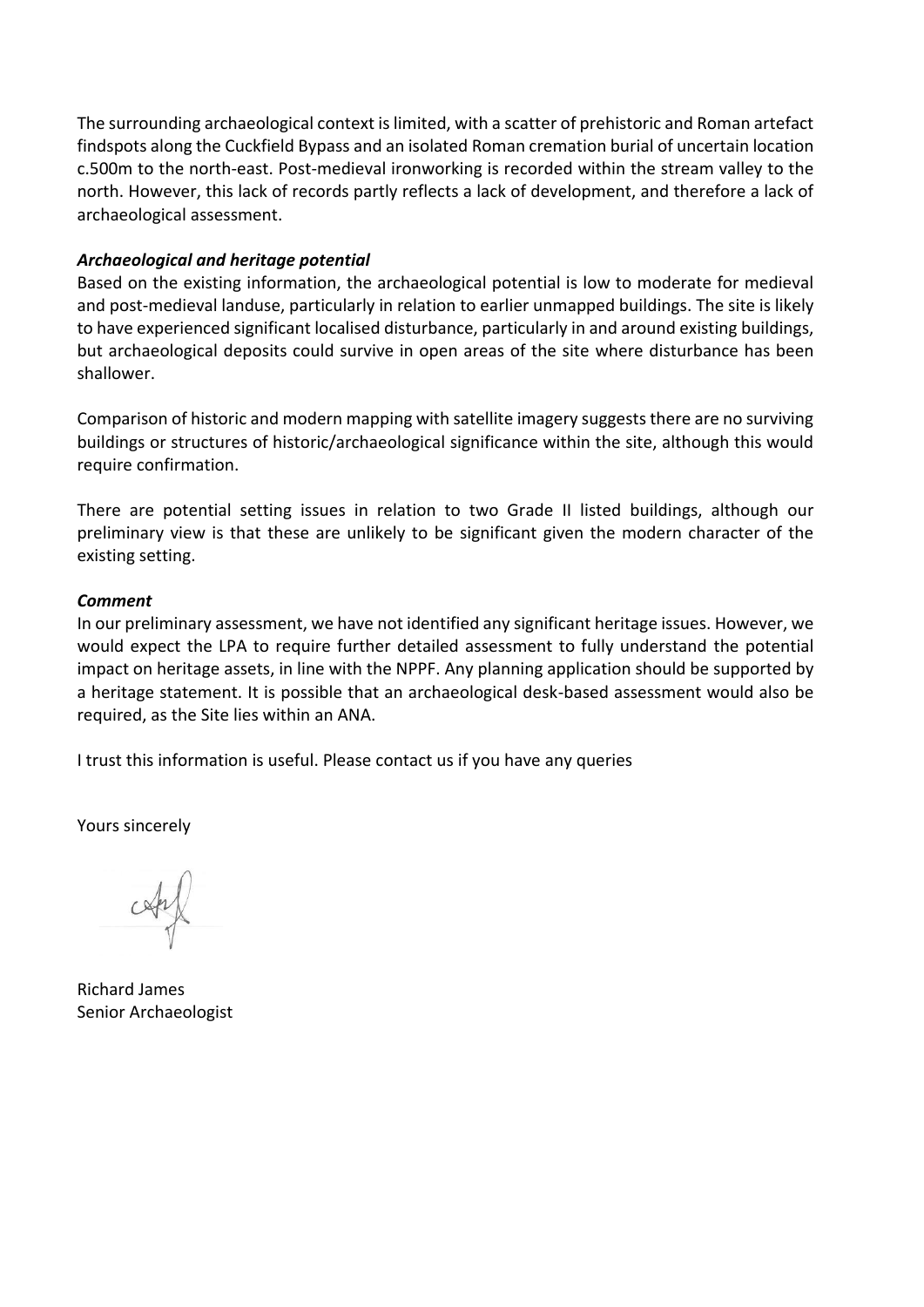The surrounding archaeological context is limited, with a scatter of prehistoric and Roman artefact findspots along the Cuckfield Bypass and an isolated Roman cremation burial of uncertain location c.500m to the north-east. Post-medieval ironworking is recorded within the stream valley to the north. However, this lack of records partly reflects a lack of development, and therefore a lack of archaeological assessment.

***Archaeological and heritage potential***

Based on the existing information, the archaeological potential is low to moderate for medieval and post-medieval landuse, particularly in relation to earlier unmapped buildings. The site is likely to have experienced significant localised disturbance, particularly in and around existing buildings, but archaeological deposits could survive in open areas of the site where disturbance has been shallower.

Comparison of historic and modern mapping with satellite imagery suggests there are no surviving buildings or structures of historic/archaeological significance within the site, although this would require confirmation.

There are potential setting issues in relation to two Grade II listed buildings, although our preliminary view is that these are unlikely to be significant given the modern character of the existing setting.

***Comment***

In our preliminary assessment, we have not identified any significant heritage issues. However, we would expect the LPA to require further detailed assessment to fully understand the potential impact on heritage assets, in line with the NPPF. Any planning application should be supported by a heritage statement. It is possible that an archaeological desk-based assessment would also be required, as the Site lies within an ANA.

I trust this information is useful. Please contact us if you have any queries

Yours sincerely

Richard James
Senior Archaeologist